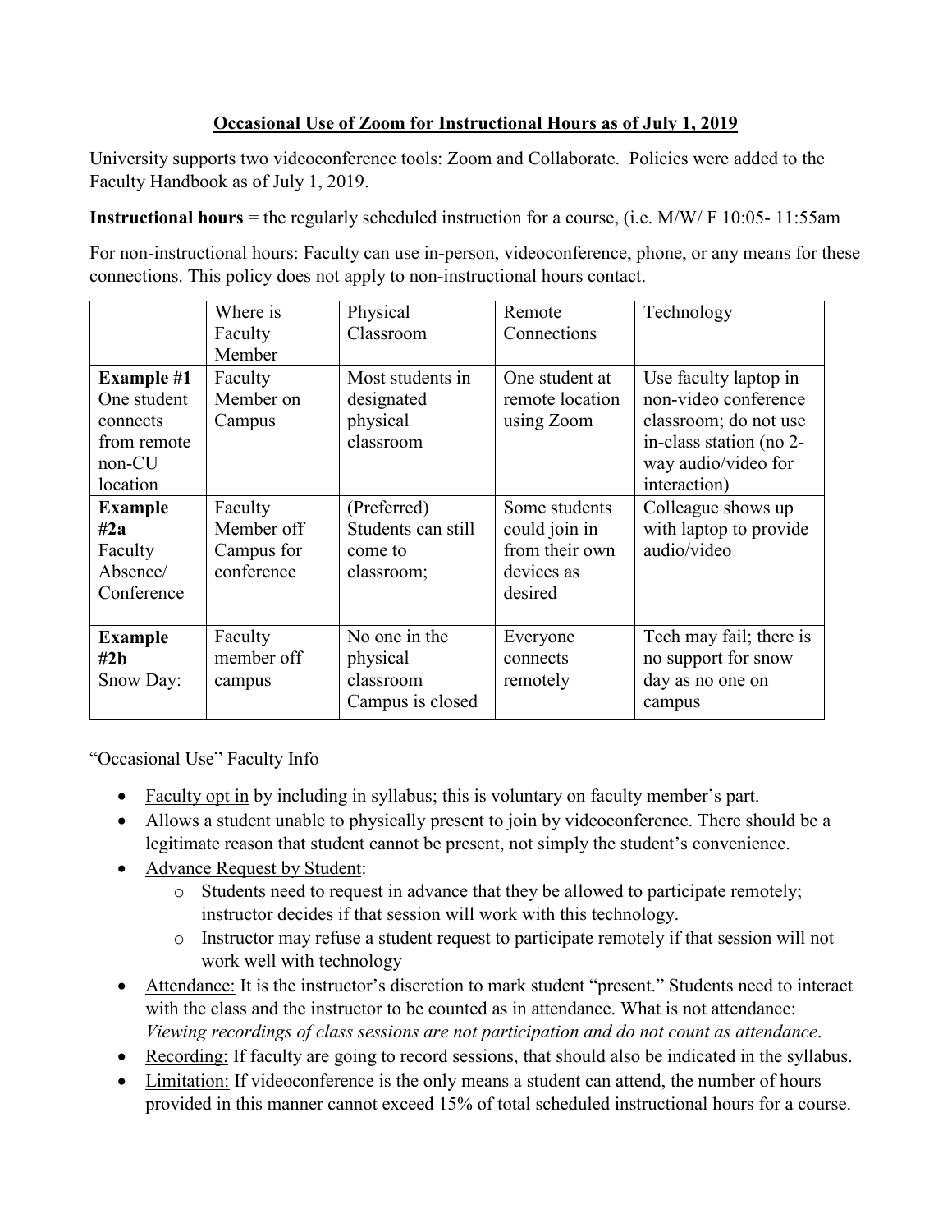# Occasional Use of Zoom for Instructional Hours as of July 1, 2019

University supports two videoconference tools: Zoom and Collaborate. Policies were added to the Faculty Handbook as of July 1, 2019.

**Instructional hours** = the regularly scheduled instruction for a course, (i.e. M/W/ F 10:05- 11:55am

For non-instructional hours: Faculty can use in-person, videoconference, phone, or any means for these connections. This policy does not apply to non-instructional hours contact.

| | Where is Faculty Member | Physical Classroom | Remote Connections | Technology |
|---|---|---|---|---|
| **Example #1** One student connects from remote non-CU location | Faculty Member on Campus | Most students in designated physical classroom | One student at remote location using Zoom | Use faculty laptop in non-video conference classroom; do not use in-class station (no 2-way audio/video for interaction) |
| **Example #2a** Faculty Absence/ Conference | Faculty Member off Campus for conference | (Preferred) Students can still come to classroom; | Some students could join in from their own devices as desired | Colleague shows up with laptop to provide audio/video |
| **Example #2b** Snow Day: | Faculty member off campus | No one in the physical classroom Campus is closed | Everyone connects remotely | Tech may fail; there is no support for snow day as no one on campus |

"Occasional Use" Faculty Info

- Faculty opt in by including in syllabus; this is voluntary on faculty member's part.
- Allows a student unable to physically present to join by videoconference. There should be a legitimate reason that student cannot be present, not simply the student's convenience.
- Advance Request by Student:
  - Students need to request in advance that they be allowed to participate remotely; instructor decides if that session will work with this technology.
  - Instructor may refuse a student request to participate remotely if that session will not work well with technology
- Attendance: It is the instructor's discretion to mark student "present." Students need to interact with the class and the instructor to be counted as in attendance. What is not attendance: *Viewing recordings of class sessions are not participation and do not count as attendance*.
- Recording: If faculty are going to record sessions, that should also be indicated in the syllabus.
- Limitation: If videoconference is the only means a student can attend, the number of hours provided in this manner cannot exceed 15% of total scheduled instructional hours for a course.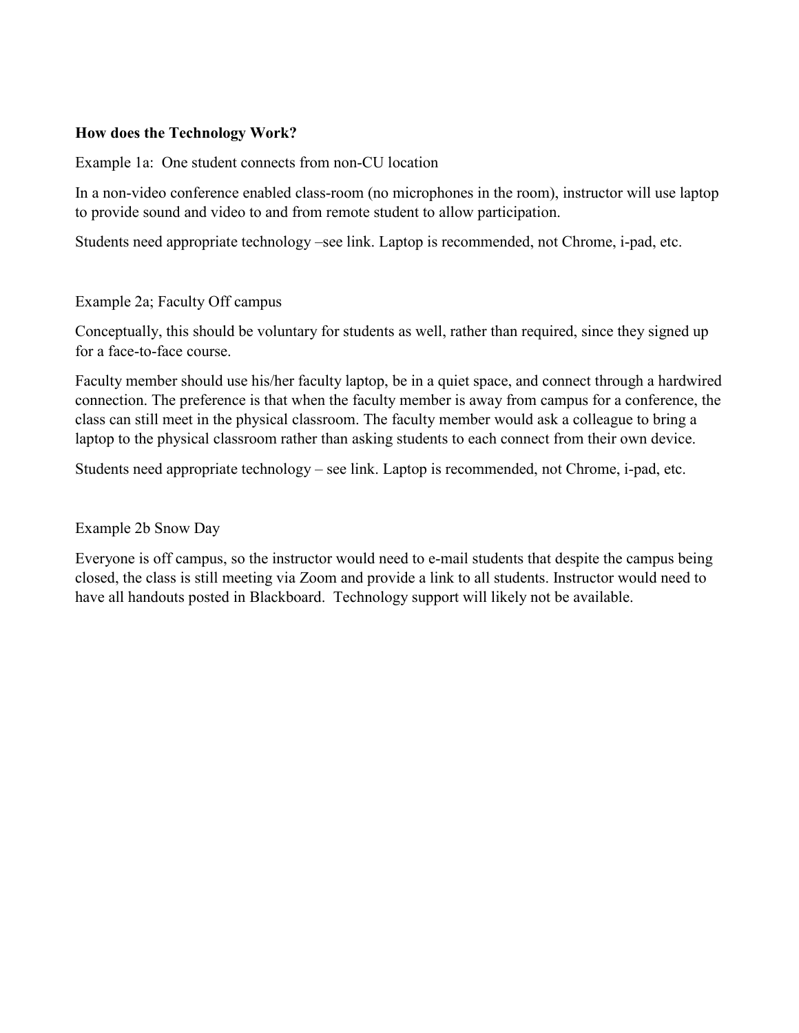**How does the Technology Work?**

Example 1a: One student connects from non-CU location

In a non-video conference enabled class-room (no microphones in the room), instructor will use laptop to provide sound and video to and from remote student to allow participation.

Students need appropriate technology –see link. Laptop is recommended, not Chrome, i-pad, etc.

Example 2a; Faculty Off campus

Conceptually, this should be voluntary for students as well, rather than required, since they signed up for a face-to-face course.

Faculty member should use his/her faculty laptop, be in a quiet space, and connect through a hardwired connection. The preference is that when the faculty member is away from campus for a conference, the class can still meet in the physical classroom. The faculty member would ask a colleague to bring a laptop to the physical classroom rather than asking students to each connect from their own device.

Students need appropriate technology – see link. Laptop is recommended, not Chrome, i-pad, etc.

Example 2b Snow Day

Everyone is off campus, so the instructor would need to e-mail students that despite the campus being closed, the class is still meeting via Zoom and provide a link to all students. Instructor would need to have all handouts posted in Blackboard. Technology support will likely not be available.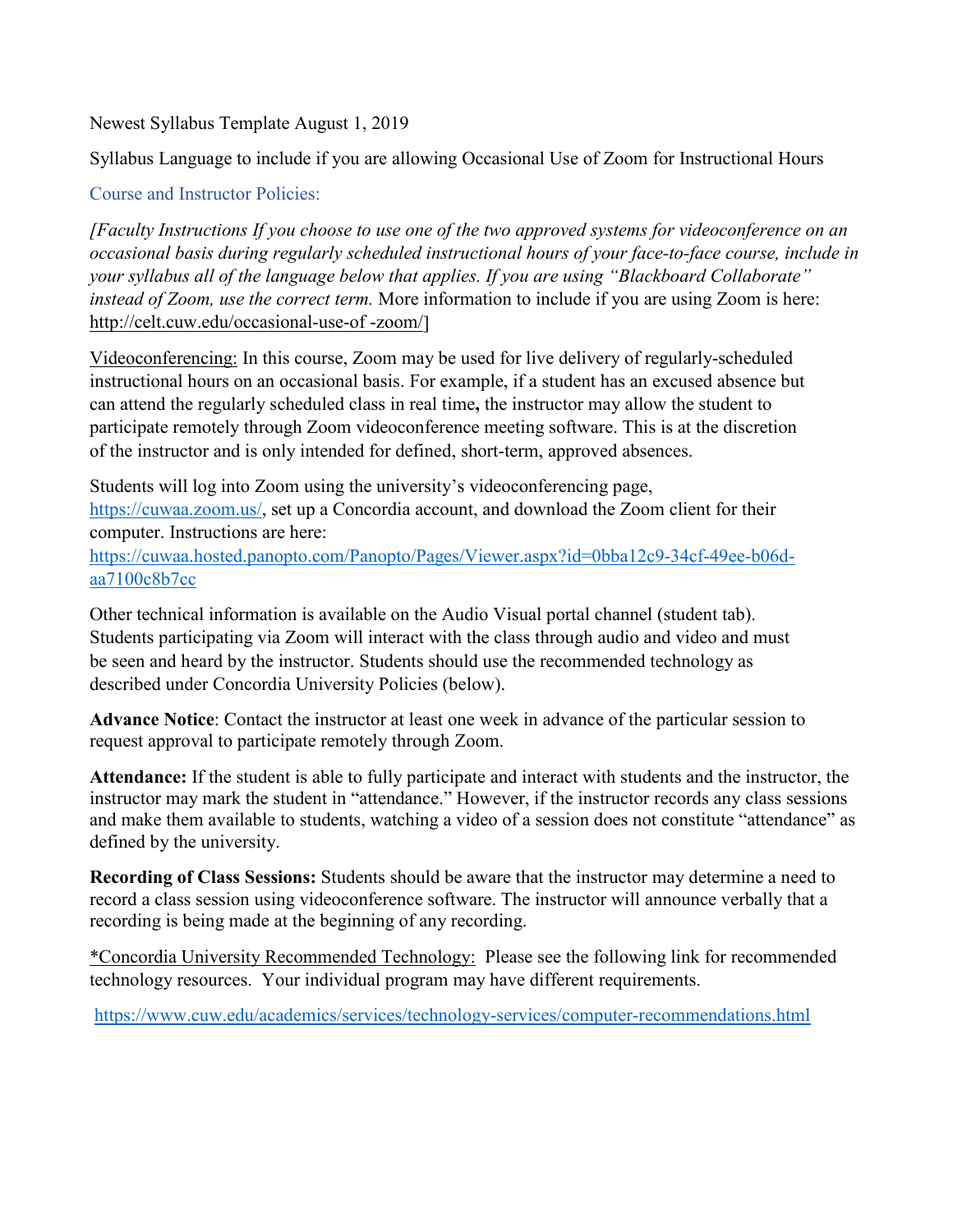Newest Syllabus Template August 1, 2019

Syllabus Language to include if you are allowing Occasional Use of Zoom for Instructional Hours

## Course and Instructor Policies:

[*Faculty Instructions If you choose to use one of the two approved systems for videoconference on an occasional basis during regularly scheduled instructional hours of your face-to-face course, include in your syllabus all of the language below that applies. If you are using "Blackboard Collaborate" instead of Zoom, use the correct term.* More information to include if you are using Zoom is here: http://celt.cuw.edu/occasional-use-of -zoom/]

Videoconferencing: In this course, Zoom may be used for live delivery of regularly-scheduled instructional hours on an occasional basis. For example, if a student has an excused absence but can attend the regularly scheduled class in real time**,** the instructor may allow the student to participate remotely through Zoom videoconference meeting software. This is at the discretion of the instructor and is only intended for defined, short-term, approved absences.

Students will log into Zoom using the university's videoconferencing page, https://cuwaa.zoom.us/, set up a Concordia account, and download the Zoom client for their computer. Instructions are here: https://cuwaa.hosted.panopto.com/Panopto/Pages/Viewer.aspx?id=0bba12c9-34cf-49ee-b06d-aa7100c8b7cc

Other technical information is available on the Audio Visual portal channel (student tab). Students participating via Zoom will interact with the class through audio and video and must be seen and heard by the instructor. Students should use the recommended technology as described under Concordia University Policies (below).

**Advance Notice**: Contact the instructor at least one week in advance of the particular session to request approval to participate remotely through Zoom.

**Attendance:** If the student is able to fully participate and interact with students and the instructor, the instructor may mark the student in "attendance." However, if the instructor records any class sessions and make them available to students, watching a video of a session does not constitute "attendance" as defined by the university.

**Recording of Class Sessions:** Students should be aware that the instructor may determine a need to record a class session using videoconference software. The instructor will announce verbally that a recording is being made at the beginning of any recording.

*Concordia University Recommended Technology: Please see the following link for recommended technology resources. Your individual program may have different requirements.

https://www.cuw.edu/academics/services/technology-services/computer-recommendations.html